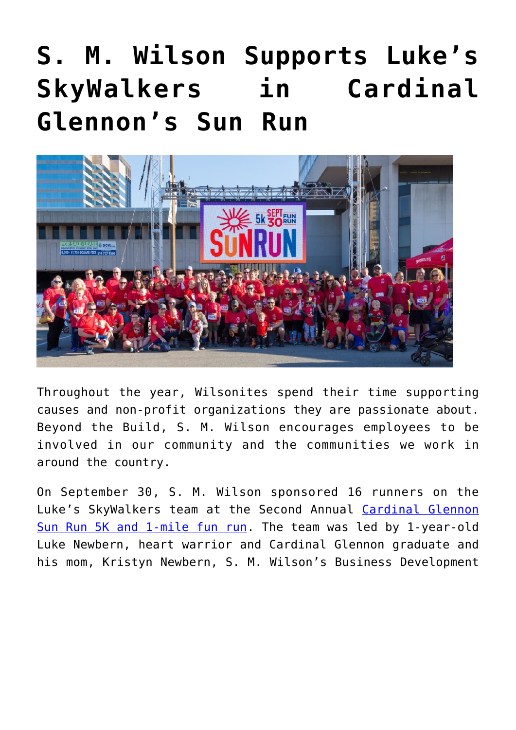# S. M. Wilson Supports Luke's SkyWalkers in Cardinal Glennon's Sun Run

Throughout the year, Wilsonites spend their time supporting causes and non-profit organizations they are passionate about. Beyond the Build, S. M. Wilson encourages employees to be involved in our community and the communities we work in around the country.

On September 30, S. M. Wilson sponsored 16 runners on the Luke's SkyWalkers team at the Second Annual [Cardinal Glennon Sun Run 5K and 1-mile fun run](). The team was led by 1-year-old Luke Newbern, heart warrior and Cardinal Glennon graduate and his mom, Kristyn Newbern, S. M. Wilson's Business Development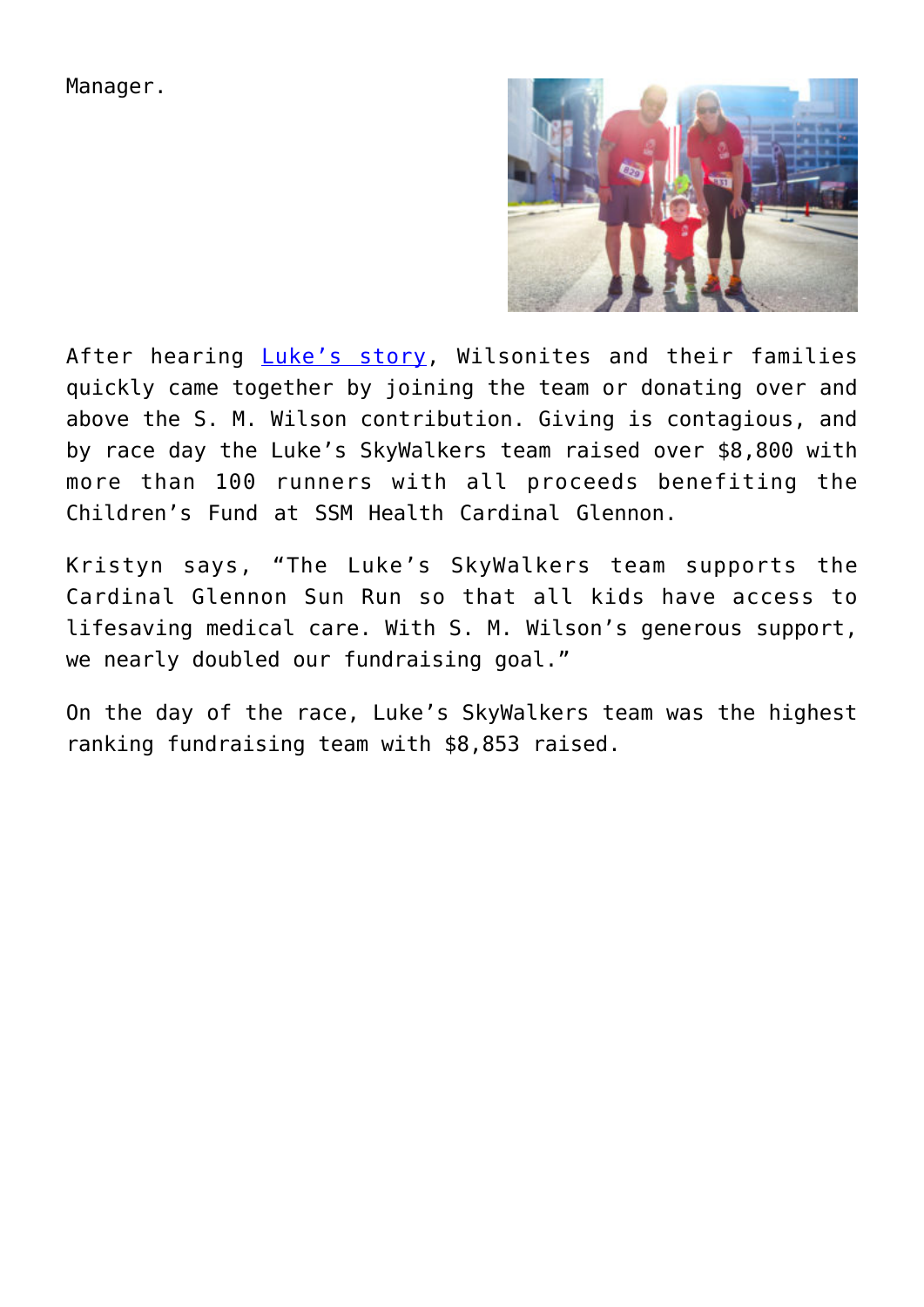Manager.

After hearing [Luke's story](), Wilsonites and their families quickly came together by joining the team or donating over and above the S. M. Wilson contribution. Giving is contagious, and by race day the Luke's SkyWalkers team raised over $8,800 with more than 100 runners with all proceeds benefiting the Children's Fund at SSM Health Cardinal Glennon.

Kristyn says, "The Luke's SkyWalkers team supports the Cardinal Glennon Sun Run so that all kids have access to lifesaving medical care. With S. M. Wilson's generous support, we nearly doubled our fundraising goal."

On the day of the race, Luke's SkyWalkers team was the highest ranking fundraising team with $8,853 raised.